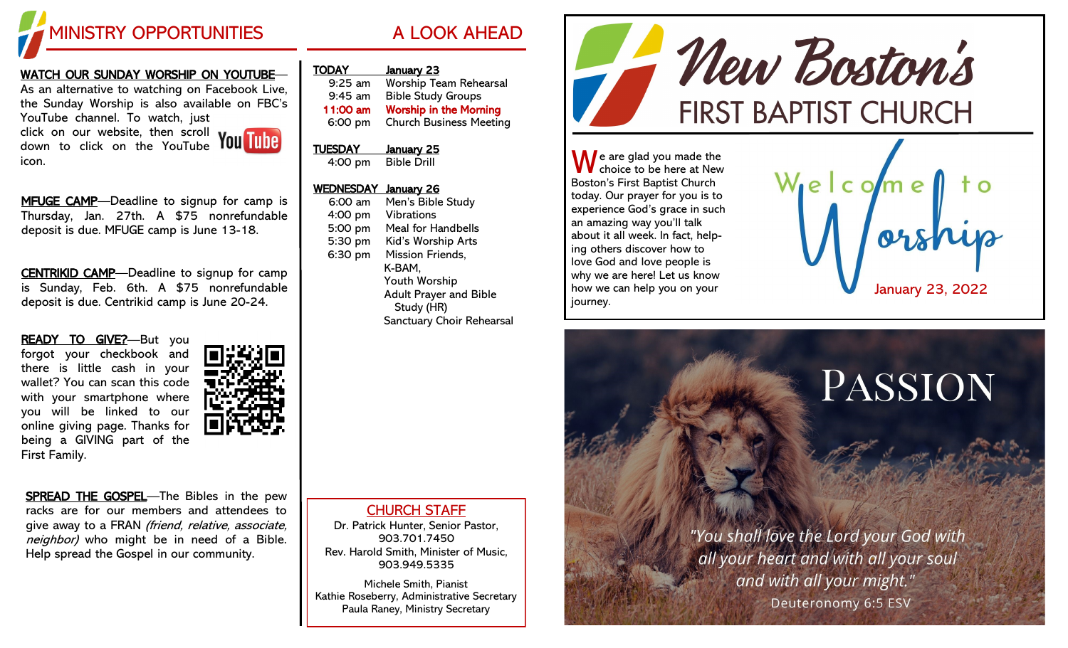## MINISTRY OPPORTUNITIES

**WATCH OUR SUNDAY WORSHIP ON YOUTUBE**—As an alternative to watching on Facebook Live, the Sunday Worship is also available on FBC's YouTube channel. To watch, just click on our website, then scroll down to click on the YouTube icon.

**MFUGE CAMP**—Deadline to signup for camp is Thursday, Jan. 27th. A $75 nonrefundable deposit is due. MFUGE camp is June 13-18.

**CENTRIKID CAMP**—Deadline to signup for camp is Sunday, Feb. 6th. A $75 nonrefundable deposit is due. Centrikid camp is June 20-24.

**READY TO GIVE?**—But you forgot your checkbook and there is little cash in your wallet? You can scan this code with your smartphone where you will be linked to our online giving page. Thanks for being a GIVING part of the First Family.

**SPREAD THE GOSPEL**—The Bibles in the pew racks are for our members and attendees to give away to a FRAN *(friend, relative, associate, neighbor)* who might be in need of a Bible. Help spread the Gospel in our community.

## A LOOK AHEAD

**TODAY — January 23**

| | |
|---|---|
| 9:25 am | Worship Team Rehearsal |
| 9:45 am | Bible Study Groups |
| **11:00 am** | **Worship in the Morning** |
| 6:00 pm | Church Business Meeting |

**TUESDAY — January 25**

| | |
|---|---|
| 4:00 pm | Bible Drill |

**WEDNESDAY — January 26**

| | |
|---|---|
| 6:00 am | Men's Bible Study |
| 4:00 pm | Vibrations |
| 5:00 pm | Meal for Handbells |
| 5:30 pm | Kid's Worship Arts |
| 6:30 pm | Mission Friends, K-BAM, Youth Worship, Adult Prayer and Bible Study (HR), Sanctuary Choir Rehearsal |

### CHURCH STAFF

Dr. Patrick Hunter, Senior Pastor, 903.701.7450
Rev. Harold Smith, Minister of Music, 903.949.5335

Michele Smith, Pianist
Kathie Roseberry, Administrative Secretary
Paula Raney, Ministry Secretary

# New Boston's
## FIRST BAPTIST CHURCH

We are glad you made the choice to be here at New Boston's First Baptist Church today. Our prayer for you is to experience God's grace in such an amazing way you'll talk about it all week. In fact, helping others discover how to love God and love people is why we are here! Let us know how we can help you on your journey.

## Welcome to Worship

January 23, 2022

## PASSION

*"You shall love the Lord your God with all your heart and with all your soul and with all your might."*

Deuteronomy 6:5 ESV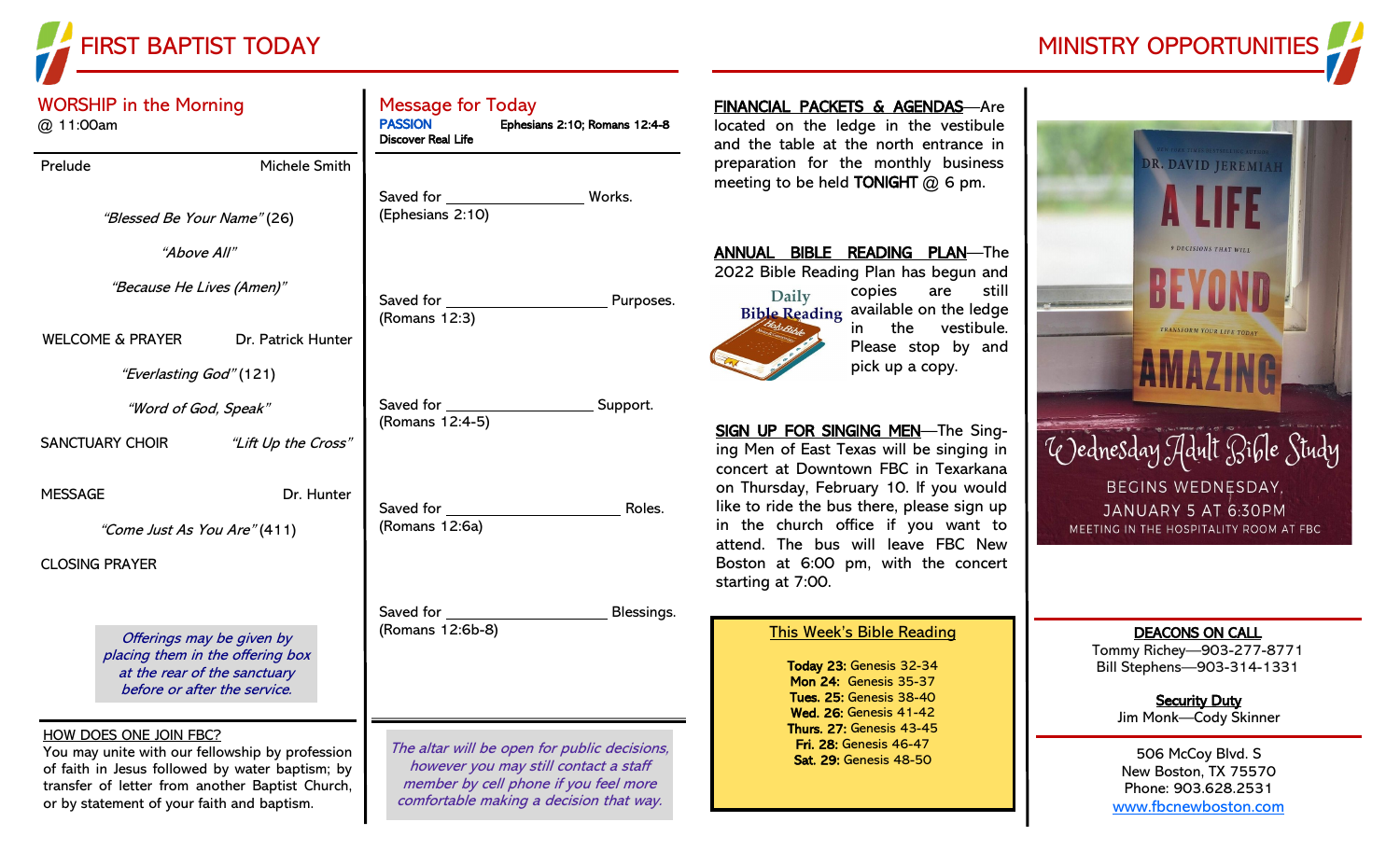# FIRST BAPTIST TODAY

## WORSHIP in the Morning
@ 11:00am

Prelude — Michele Smith

*"Blessed Be Your Name"* (26)

*"Above All"*

*"Because He Lives (Amen)"*

WELCOME & PRAYER — Dr. Patrick Hunter

*"Everlasting God"* (121)

*"Word of God, Speak"*

SANCTUARY CHOIR — *"Lift Up the Cross"*

MESSAGE — Dr. Hunter

*"Come Just As You Are"* (411)

CLOSING PRAYER

*Offerings may be given by placing them in the offering box at the rear of the sanctuary before or after the service.*

### HOW DOES ONE JOIN FBC?

You may unite with our fellowship by profession of faith in Jesus followed by water baptism; by transfer of letter from another Baptist Church, or by statement of your faith and baptism.

## Message for Today

**PASSION** — **Ephesians 2:10; Romans 12:4-8**
**Discover Real Life**

Saved for ________________ Works.
(Ephesians 2:10)

Saved for ___________________ Purposes.
(Romans 12:3)

Saved for __________________ Support.
(Romans 12:4-5)

Saved for ____________________ Roles.
(Romans 12:6a)

Saved for ___________________ Blessings.
(Romans 12:6b-8)

*The altar will be open for public decisions, however you may still contact a staff member by cell phone if you feel more comfortable making a decision that way.*

# MINISTRY OPPORTUNITIES

**FINANCIAL PACKETS & AGENDAS**—Are located on the ledge in the vestibule and the table at the north entrance in preparation for the monthly business meeting to be held **TONIGHT** @ 6 pm.

**ANNUAL BIBLE READING PLAN**—The 2022 Bible Reading Plan has begun and copies are still available on the ledge in the vestibule. Please stop by and pick up a copy.

**SIGN UP FOR SINGING MEN**—The Singing Men of East Texas will be singing in concert at Downtown FBC in Texarkana on Thursday, February 10. If you would like to ride the bus there, please sign up in the church office if you want to attend. The bus will leave FBC New Boston at 6:00 pm, with the concert starting at 7:00.

### This Week's Bible Reading

**Today 23:** Genesis 32-34
**Mon 24:** Genesis 35-37
**Tues. 25:** Genesis 38-40
**Wed. 26:** Genesis 41-42
**Thurs. 27:** Genesis 43-45
**Fri. 28:** Genesis 46-47
**Sat. 29:** Genesis 48-50

Dr. David Jeremiah — A LIFE BEYOND AMAZING

Wednesday Adult Bible Study
BEGINS WEDNESDAY, JANUARY 5 AT 6:30PM
MEETING IN THE HOSPITALITY ROOM AT FBC

### DEACONS ON CALL

Tommy Richey—903-277-8771
Bill Stephens—903-314-1331

**Security Duty**
Jim Monk—Cody Skinner

506 McCoy Blvd. S
New Boston, TX 75570
Phone: 903.628.2531
www.fbcnewboston.com